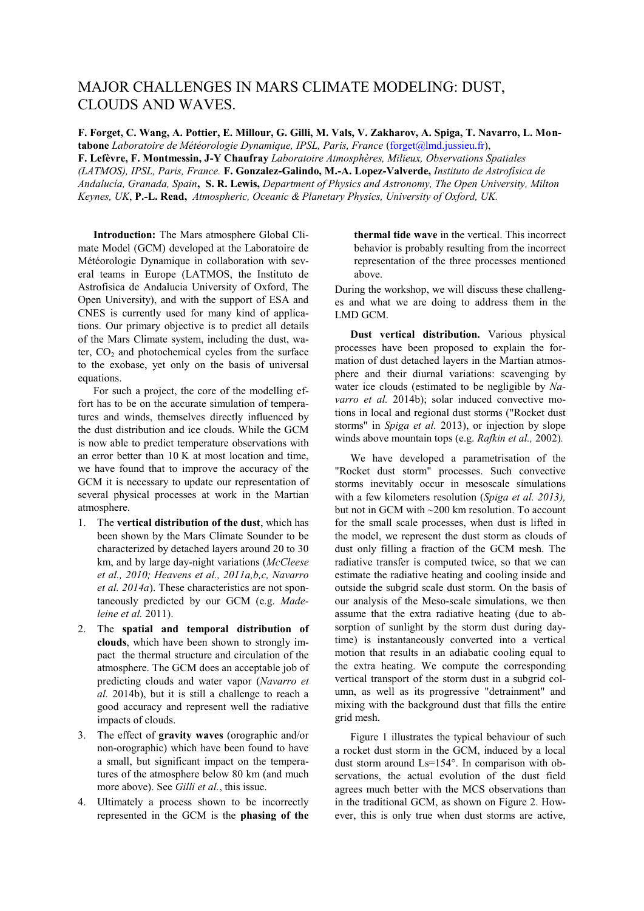# MAJOR CHALLENGES IN MARS CLIMATE MODELING: DUST, CLOUDS AND WAVES.

**F. Forget, C. Wang, A. Pottier, E. Millour, G. Gilli, M. Vals, V. Zakharov, A. Spiga, T. Navarro, L. Montabone** *Laboratoire de Météorologie Dynamique, IPSL, Paris, France* (forget@lmd.jussieu.fr), **F. Lefèvre, F. Montmessin, J-Y Chaufray** *Laboratoire Atmosphères, Milieux, Observations Spatiales (LATMOS), IPSL, Paris, France.* **F. Gonzalez-Galindo, M.-A. Lopez-Valverde,** *Instituto de Astrofísica de Andalucía, Granada, Spain*, **S. R. Lewis,** *Department of Physics and Astronomy, The Open University, Milton Keynes, UK*, **P.-L. Read,** *Atmospheric, Oceanic & Planetary Physics, University of Oxford, UK.*

**Introduction:** The Mars atmosphere Global Climate Model (GCM) developed at the Laboratoire de Météorologie Dynamique in collaboration with several teams in Europe (LATMOS, the Instituto de Astrofisica de Andalucia University of Oxford, The Open University), and with the support of ESA and CNES is currently used for many kind of applications. Our primary objective is to predict all details of the Mars Climate system, including the dust, water, $CO_2$ and photochemical cycles from the surface to the exobase, yet only on the basis of universal equations.

For such a project, the core of the modelling effort has to be on the accurate simulation of temperatures and winds, themselves directly influenced by the dust distribution and ice clouds. While the GCM is now able to predict temperature observations with an error better than 10 K at most location and time, we have found that to improve the accuracy of the GCM it is necessary to update our representation of several physical processes at work in the Martian atmosphere.

1. The **vertical distribution of the dust**, which has been shown by the Mars Climate Sounder to be characterized by detached layers around 20 to 30 km, and by large day-night variations (*McCleese et al., 2010; Heavens et al., 2011a,b,c, Navarro et al. 2014a*). These characteristics are not spontaneously predicted by our GCM (e.g. *Madeleine et al.* 2011).
2. The **spatial and temporal distribution of clouds**, which have been shown to strongly impact the thermal structure and circulation of the atmosphere. The GCM does an acceptable job of predicting clouds and water vapor (*Navarro et al.* 2014b), but it is still a challenge to reach a good accuracy and represent well the radiative impacts of clouds.
3. The effect of **gravity waves** (orographic and/or non-orographic) which have been found to have a small, but significant impact on the temperatures of the atmosphere below 80 km (and much more above). See *Gilli et al.*, this issue.
4. Ultimately a process shown to be incorrectly represented in the GCM is the **phasing of the thermal tide wave** in the vertical. This incorrect behavior is probably resulting from the incorrect representation of the three processes mentioned above.

During the workshop, we will discuss these challenges and what we are doing to address them in the LMD GCM.

**Dust vertical distribution.** Various physical processes have been proposed to explain the formation of dust detached layers in the Martian atmosphere and their diurnal variations: scavenging by water ice clouds (estimated to be negligible by *Navarro et al.* 2014b); solar induced convective motions in local and regional dust storms ("Rocket dust storms" in *Spiga et al.* 2013), or injection by slope winds above mountain tops (e.g. *Rafkin et al.,* 2002).

We have developed a parametrisation of the "Rocket dust storm" processes. Such convective storms inevitably occur in mesoscale simulations with a few kilometers resolution (*Spiga et al. 2013),* but not in GCM with ~200 km resolution. To account for the small scale processes, when dust is lifted in the model, we represent the dust storm as clouds of dust only filling a fraction of the GCM mesh. The radiative transfer is computed twice, so that we can estimate the radiative heating and cooling inside and outside the subgrid scale dust storm. On the basis of our analysis of the Meso-scale simulations, we then assume that the extra radiative heating (due to absorption of sunlight by the storm dust during daytime) is instantaneously converted into a vertical motion that results in an adiabatic cooling equal to the extra heating. We compute the corresponding vertical transport of the storm dust in a subgrid column, as well as its progressive "detrainment" and mixing with the background dust that fills the entire grid mesh.

Figure 1 illustrates the typical behaviour of such a rocket dust storm in the GCM, induced by a local dust storm around Ls=154°. In comparison with observations, the actual evolution of the dust field agrees much better with the MCS observations than in the traditional GCM, as shown on Figure 2. However, this is only true when dust storms are active,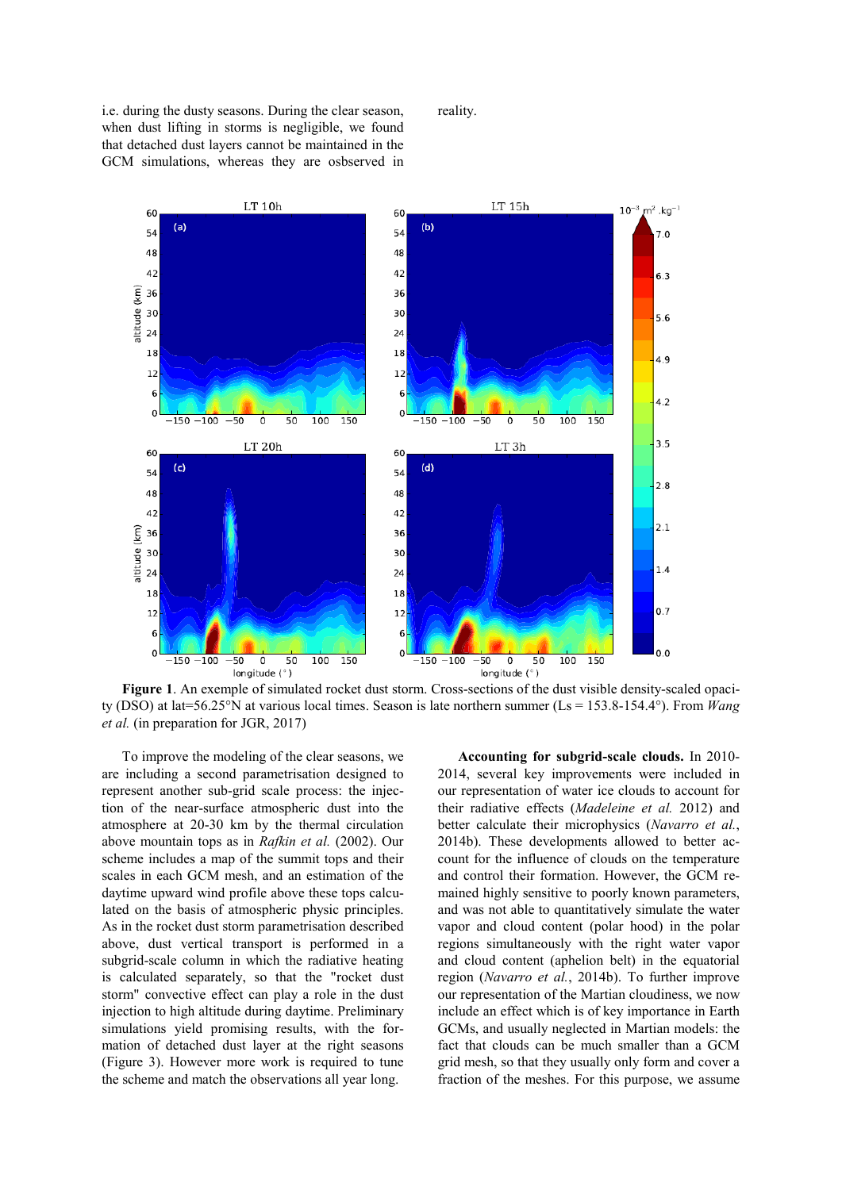i.e. during the dusty seasons. During the clear season, when dust lifting in storms is negligible, we found that detached dust layers cannot be maintained in the GCM simulations, whereas they are osbserved in reality.

**Figure 1**. An exemple of simulated rocket dust storm. Cross-sections of the dust visible density-scaled opacity (DSO) at lat=56.25°N at various local times. Season is late northern summer (Ls = 153.8-154.4°). From *Wang et al.* (in preparation for JGR, 2017)

To improve the modeling of the clear seasons, we are including a second parametrisation designed to represent another sub-grid scale process: the injection of the near-surface atmospheric dust into the atmosphere at 20-30 km by the thermal circulation above mountain tops as in *Rafkin et al.* (2002). Our scheme includes a map of the summit tops and their scales in each GCM mesh, and an estimation of the daytime upward wind profile above these tops calculated on the basis of atmospheric physic principles. As in the rocket dust storm parametrisation described above, dust vertical transport is performed in a subgrid-scale column in which the radiative heating is calculated separately, so that the "rocket dust storm" convective effect can play a role in the dust injection to high altitude during daytime. Preliminary simulations yield promising results, with the formation of detached dust layer at the right seasons (Figure 3). However more work is required to tune the scheme and match the observations all year long.

**Accounting for subgrid-scale clouds.** In 2010-2014, several key improvements were included in our representation of water ice clouds to account for their radiative effects (*Madeleine et al.* 2012) and better calculate their microphysics (*Navarro et al.*, 2014b). These developments allowed to better account for the influence of clouds on the temperature and control their formation. However, the GCM remained highly sensitive to poorly known parameters, and was not able to quantitatively simulate the water vapor and cloud content (polar hood) in the polar regions simultaneously with the right water vapor and cloud content (aphelion belt) in the equatorial region (*Navarro et al.*, 2014b). To further improve our representation of the Martian cloudiness, we now include an effect which is of key importance in Earth GCMs, and usually neglected in Martian models: the fact that clouds can be much smaller than a GCM grid mesh, so that they usually only form and cover a fraction of the meshes. For this purpose, we assume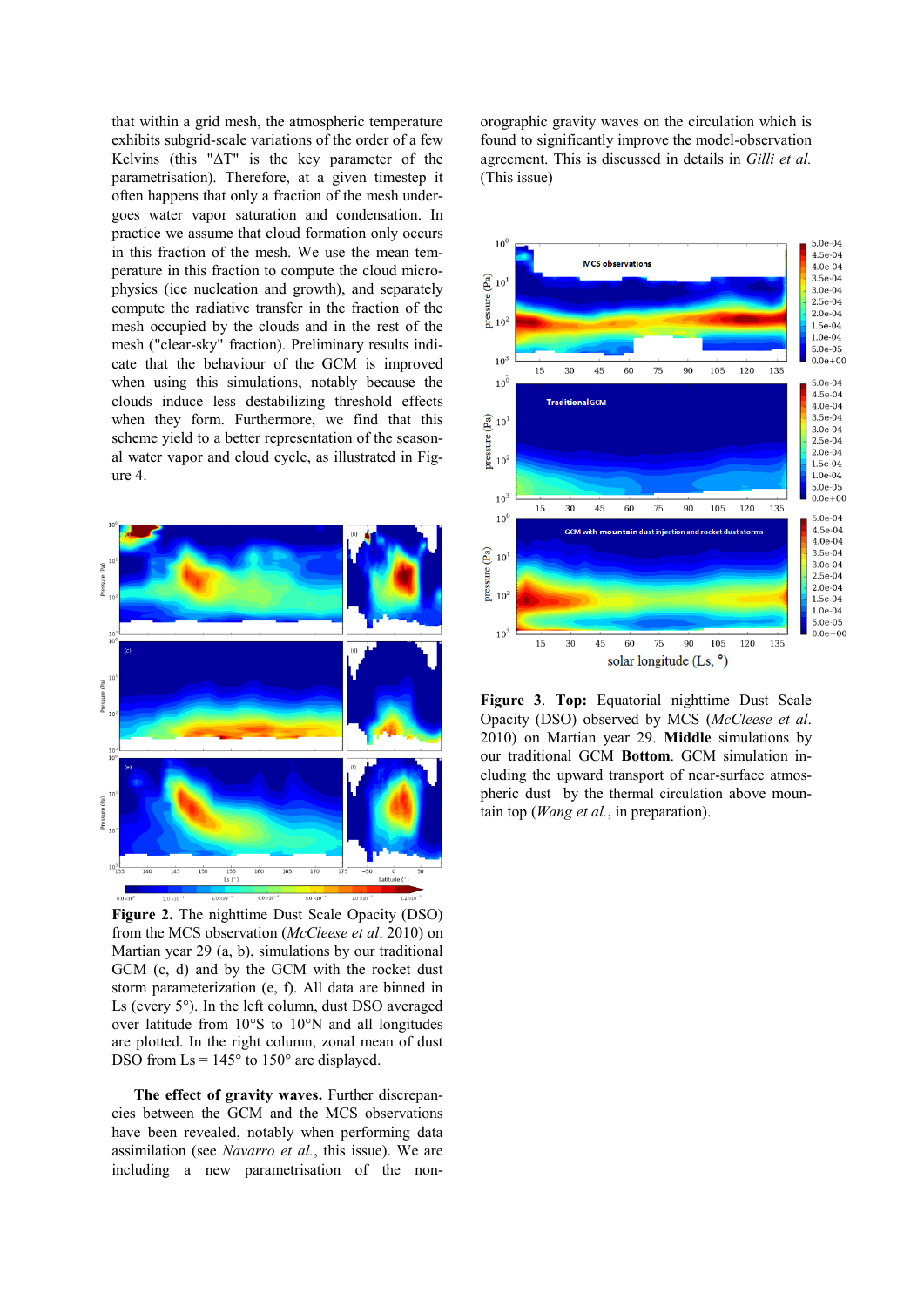that within a grid mesh, the atmospheric temperature exhibits subgrid-scale variations of the order of a few Kelvins (this "ΔT" is the key parameter of the parametrisation). Therefore, at a given timestep it often happens that only a fraction of the mesh undergoes water vapor saturation and condensation. In practice we assume that cloud formation only occurs in this fraction of the mesh. We use the mean temperature in this fraction to compute the cloud microphysics (ice nucleation and growth), and separately compute the radiative transfer in the fraction of the mesh occupied by the clouds and in the rest of the mesh ("clear-sky" fraction). Preliminary results indicate that the behaviour of the GCM is improved when using this simulations, notably because the clouds induce less destabilizing threshold effects when they form. Furthermore, we find that this scheme yield to a better representation of the seasonal water vapor and cloud cycle, as illustrated in Figure 4.

**Figure 2.** The nighttime Dust Scale Opacity (DSO) from the MCS observation (*McCleese et al*. 2010) on Martian year 29 (a, b), simulations by our traditional GCM (c, d) and by the GCM with the rocket dust storm parameterization (e, f). All data are binned in Ls (every 5°). In the left column, dust DSO averaged over latitude from 10°S to 10°N and all longitudes are plotted. In the right column, zonal mean of dust DSO from Ls = 145° to 150° are displayed.

**The effect of gravity waves.** Further discrepancies between the GCM and the MCS observations have been revealed, notably when performing data assimilation (see *Navarro et al.*, this issue). We are including a new parametrisation of the non-orographic gravity waves on the circulation which is found to significantly improve the model-observation agreement. This is discussed in details in *Gilli et al.* (This issue)

**Figure 3**. **Top:** Equatorial nighttime Dust Scale Opacity (DSO) observed by MCS (*McCleese et al*. 2010) on Martian year 29. **Middle** simulations by our traditional GCM **Bottom**. GCM simulation including the upward transport of near-surface atmospheric dust by the thermal circulation above mountain top (*Wang et al.*, in preparation).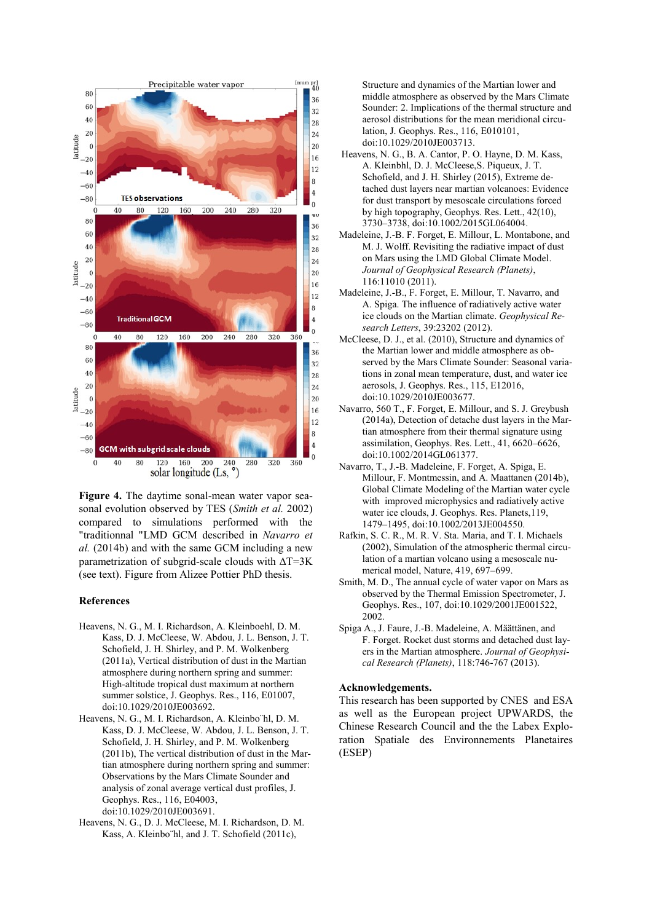Precipitable water vapor

[mum pr]

TES observations

Traditional GCM

GCM with subgrid scale clouds

latitude

solar longitude (Ls, °)

**Figure 4.** The daytime sonal-mean water vapor seasonal evolution observed by TES (*Smith et al.* 2002) compared to simulations performed with the "traditionnal "LMD GCM described in *Navarro et al.* (2014b) and with the same GCM including a new parametrization of subgrid-scale clouds with ΔT=3K (see text). Figure from Alizee Pottier PhD thesis.

## References

Heavens, N. G., M. I. Richardson, A. Kleinboehl, D. M. Kass, D. J. McCleese, W. Abdou, J. L. Benson, J. T. Schofield, J. H. Shirley, and P. M. Wolkenberg (2011a), Vertical distribution of dust in the Martian atmosphere during northern spring and summer: High-altitude tropical dust maximum at northern summer solstice, J. Geophys. Res., 116, E01007, doi:10.1029/2010JE003692.

Heavens, N. G., M. I. Richardson, A. Kleinbo¨hl, D. M. Kass, D. J. McCleese, W. Abdou, J. L. Benson, J. T. Schofield, J. H. Shirley, and P. M. Wolkenberg (2011b), The vertical distribution of dust in the Martian atmosphere during northern spring and summer: Observations by the Mars Climate Sounder and analysis of zonal average vertical dust profiles, J. Geophys. Res., 116, E04003, doi:10.1029/2010JE003691.

Heavens, N. G., D. J. McCleese, M. I. Richardson, D. M. Kass, A. Kleinbo¨hl, and J. T. Schofield (2011c), Structure and dynamics of the Martian lower and middle atmosphere as observed by the Mars Climate Sounder: 2. Implications of the thermal structure and aerosol distributions for the mean meridional circulation, J. Geophys. Res., 116, E010101, doi:10.1029/2010JE003713.

Heavens, N. G., B. A. Cantor, P. O. Hayne, D. M. Kass, A. Kleinbhl, D. J. McCleese,S. Piqueux, J. T. Schofield, and J. H. Shirley (2015), Extreme detached dust layers near martian volcanoes: Evidence for dust transport by mesoscale circulations forced by high topography, Geophys. Res. Lett., 42(10), 3730–3738, doi:10.1002/2015GL064004.

Madeleine, J.-B. F. Forget, E. Millour, L. Montabone, and M. J. Wolff. Revisiting the radiative impact of dust on Mars using the LMD Global Climate Model. *Journal of Geophysical Research (Planets)*, 116:11010 (2011).

Madeleine, J.-B., F. Forget, E. Millour, T. Navarro, and A. Spiga. The influence of radiatively active water ice clouds on the Martian climate. *Geophysical Research Letters*, 39:23202 (2012).

McCleese, D. J., et al. (2010), Structure and dynamics of the Martian lower and middle atmosphere as observed by the Mars Climate Sounder: Seasonal variations in zonal mean temperature, dust, and water ice aerosols, J. Geophys. Res., 115, E12016, doi:10.1029/2010JE003677.

Navarro, 560 T., F. Forget, E. Millour, and S. J. Greybush (2014a), Detection of detache dust layers in the Martian atmosphere from their thermal signature using assimilation, Geophys. Res. Lett., 41, 6620–6626, doi:10.1002/2014GL061377.

Navarro, T., J.-B. Madeleine, F. Forget, A. Spiga, E. Millour, F. Montmessin, and A. Maattanen (2014b), Global Climate Modeling of the Martian water cycle with improved microphysics and radiatively active water ice clouds, J. Geophys. Res. Planets,119, 1479–1495, doi:10.1002/2013JE004550.

Rafkin, S. C. R., M. R. V. Sta. Maria, and T. I. Michaels (2002), Simulation of the atmospheric thermal circulation of a martian volcano using a mesoscale numerical model, Nature, 419, 697–699.

Smith, M. D., The annual cycle of water vapor on Mars as observed by the Thermal Emission Spectrometer, J. Geophys. Res., 107, doi:10.1029/2001JE001522, 2002.

Spiga A., J. Faure, J.-B. Madeleine, A. Määttänen, and F. Forget. Rocket dust storms and detached dust layers in the Martian atmosphere. *Journal of Geophysical Research (Planets)*, 118:746-767 (2013).

## Acknowledgements.

This research has been supported by CNES and ESA as well as the European project UPWARDS, the Chinese Research Council and the the Labex Exploration Spatiale des Environnements Planetaires (ESEP)